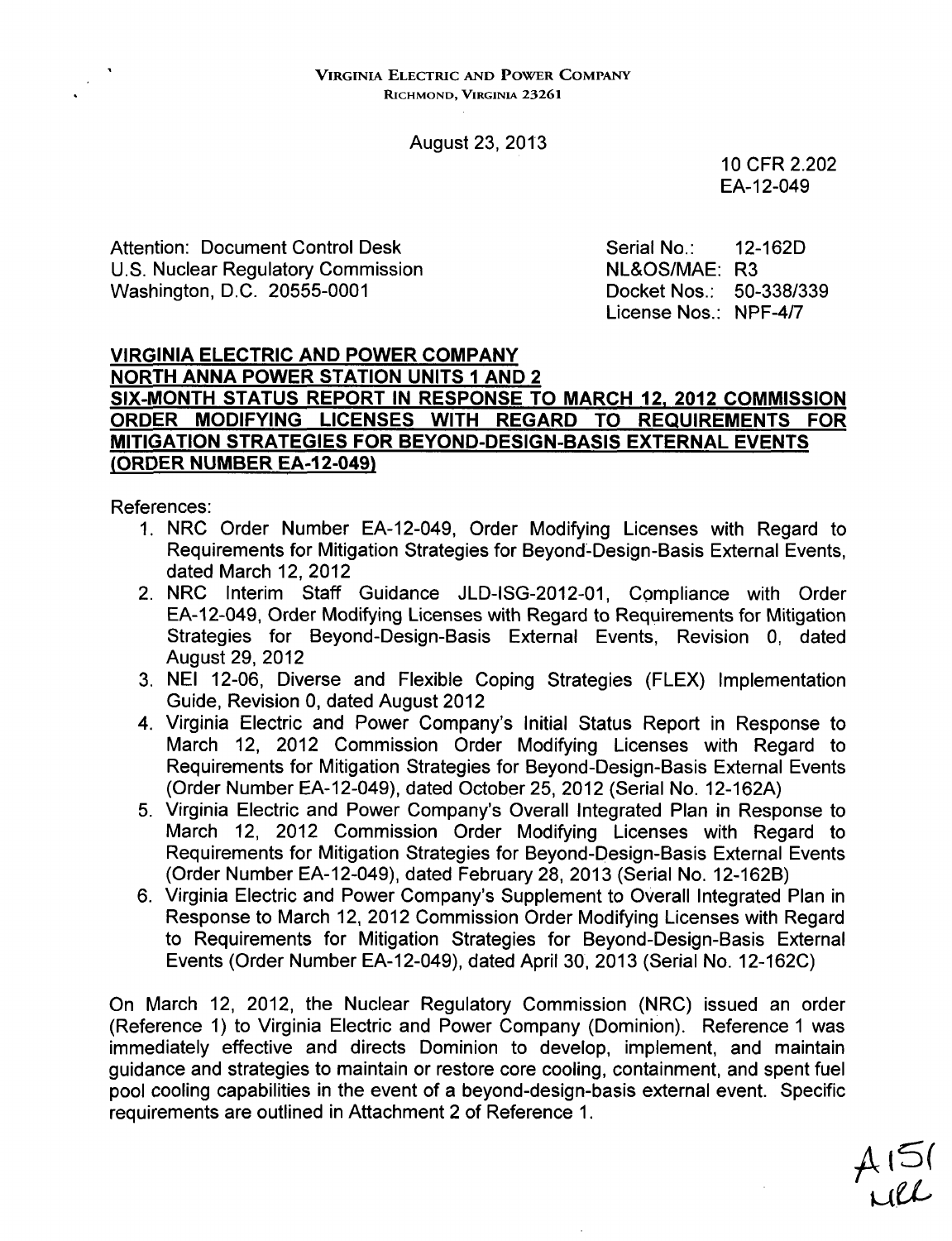VIRGINIA ELECTRIC AND POWER COMPANY
RICHMOND, VIRGINIA 23261

August 23, 2013

10 CFR 2.202
EA-12-049

Attention: Document Control Desk
U.S. Nuclear Regulatory Commission
Washington, D.C. 20555-0001

Serial No.: 12-162D
NL&OS/MAE: R3
Docket Nos.: 50-338/339
License Nos.: NPF-4/7

**VIRGINIA ELECTRIC AND POWER COMPANY**
**NORTH ANNA POWER STATION UNITS 1 AND 2**
**SIX-MONTH STATUS REPORT IN RESPONSE TO MARCH 12, 2012 COMMISSION ORDER MODIFYING LICENSES WITH REGARD TO REQUIREMENTS FOR MITIGATION STRATEGIES FOR BEYOND-DESIGN-BASIS EXTERNAL EVENTS (ORDER NUMBER EA-12-049)**

References:

1. NRC Order Number EA-12-049, Order Modifying Licenses with Regard to Requirements for Mitigation Strategies for Beyond-Design-Basis External Events, dated March 12, 2012
2. NRC Interim Staff Guidance JLD-ISG-2012-01, Compliance with Order EA-12-049, Order Modifying Licenses with Regard to Requirements for Mitigation Strategies for Beyond-Design-Basis External Events, Revision 0, dated August 29, 2012
3. NEI 12-06, Diverse and Flexible Coping Strategies (FLEX) Implementation Guide, Revision 0, dated August 2012
4. Virginia Electric and Power Company's Initial Status Report in Response to March 12, 2012 Commission Order Modifying Licenses with Regard to Requirements for Mitigation Strategies for Beyond-Design-Basis External Events (Order Number EA-12-049), dated October 25, 2012 (Serial No. 12-162A)
5. Virginia Electric and Power Company's Overall Integrated Plan in Response to March 12, 2012 Commission Order Modifying Licenses with Regard to Requirements for Mitigation Strategies for Beyond-Design-Basis External Events (Order Number EA-12-049), dated February 28, 2013 (Serial No. 12-162B)
6. Virginia Electric and Power Company's Supplement to Overall Integrated Plan in Response to March 12, 2012 Commission Order Modifying Licenses with Regard to Requirements for Mitigation Strategies for Beyond-Design-Basis External Events (Order Number EA-12-049), dated April 30, 2013 (Serial No. 12-162C)

On March 12, 2012, the Nuclear Regulatory Commission (NRC) issued an order (Reference 1) to Virginia Electric and Power Company (Dominion). Reference 1 was immediately effective and directs Dominion to develop, implement, and maintain guidance and strategies to maintain or restore core cooling, containment, and spent fuel pool cooling capabilities in the event of a beyond-design-basis external event. Specific requirements are outlined in Attachment 2 of Reference 1.

A151
NRR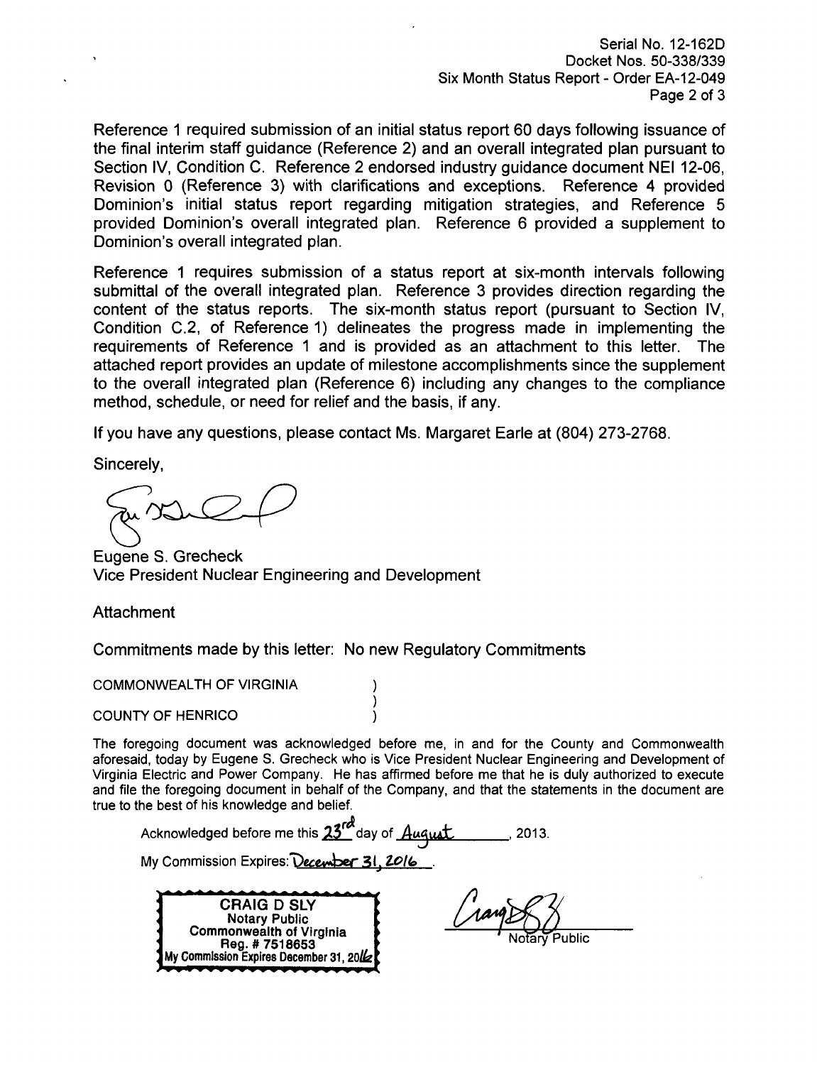Reference 1 required submission of an initial status report 60 days following issuance of the final interim staff guidance (Reference 2) and an overall integrated plan pursuant to Section IV, Condition C. Reference 2 endorsed industry guidance document NEI 12-06, Revision 0 (Reference 3) with clarifications and exceptions. Reference 4 provided Dominion's initial status report regarding mitigation strategies, and Reference 5 provided Dominion's overall integrated plan. Reference 6 provided a supplement to Dominion's overall integrated plan.

Reference 1 requires submission of a status report at six-month intervals following submittal of the overall integrated plan. Reference 3 provides direction regarding the content of the status reports. The six-month status report (pursuant to Section IV, Condition C.2, of Reference 1) delineates the progress made in implementing the requirements of Reference 1 and is provided as an attachment to this letter. The attached report provides an update of milestone accomplishments since the supplement to the overall integrated plan (Reference 6) including any changes to the compliance method, schedule, or need for relief and the basis, if any.

If you have any questions, please contact Ms. Margaret Earle at (804) 273-2768.

Sincerely,

Eugene S. Grecheck
Vice President Nuclear Engineering and Development

Attachment

Commitments made by this letter: No new Regulatory Commitments

COMMONWEALTH OF VIRGINIA )
)
COUNTY OF HENRICO )

The foregoing document was acknowledged before me, in and for the County and Commonwealth aforesaid, today by Eugene S. Grecheck who is Vice President Nuclear Engineering and Development of Virginia Electric and Power Company. He has affirmed before me that he is duly authorized to execute and file the foregoing document in behalf of the Company, and that the statements in the document are true to the best of his knowledge and belief.

Acknowledged before me this 23rd day of August, 2013.

My Commission Expires: December 31, 2016.

CRAIG D SLY
Notary Public
Commonwealth of Virginia
Reg. # 7518653
My Commission Expires December 31, 2016

Notary Public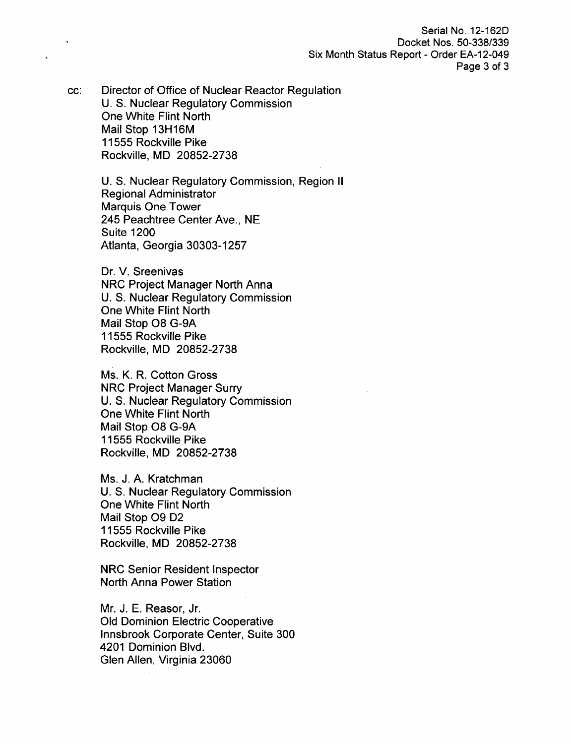cc: Director of Office of Nuclear Reactor Regulation
U. S. Nuclear Regulatory Commission
One White Flint North
Mail Stop 13H16M
11555 Rockville Pike
Rockville, MD 20852-2738

U. S. Nuclear Regulatory Commission, Region II
Regional Administrator
Marquis One Tower
245 Peachtree Center Ave., NE
Suite 1200
Atlanta, Georgia 30303-1257

Dr. V. Sreenivas
NRC Project Manager North Anna
U. S. Nuclear Regulatory Commission
One White Flint North
Mail Stop O8 G-9A
11555 Rockville Pike
Rockville, MD 20852-2738

Ms. K. R. Cotton Gross
NRC Project Manager Surry
U. S. Nuclear Regulatory Commission
One White Flint North
Mail Stop O8 G-9A
11555 Rockville Pike
Rockville, MD 20852-2738

Ms. J. A. Kratchman
U. S. Nuclear Regulatory Commission
One White Flint North
Mail Stop O9 D2
11555 Rockville Pike
Rockville, MD 20852-2738

NRC Senior Resident Inspector
North Anna Power Station

Mr. J. E. Reasor, Jr.
Old Dominion Electric Cooperative
Innsbrook Corporate Center, Suite 300
4201 Dominion Blvd.
Glen Allen, Virginia 23060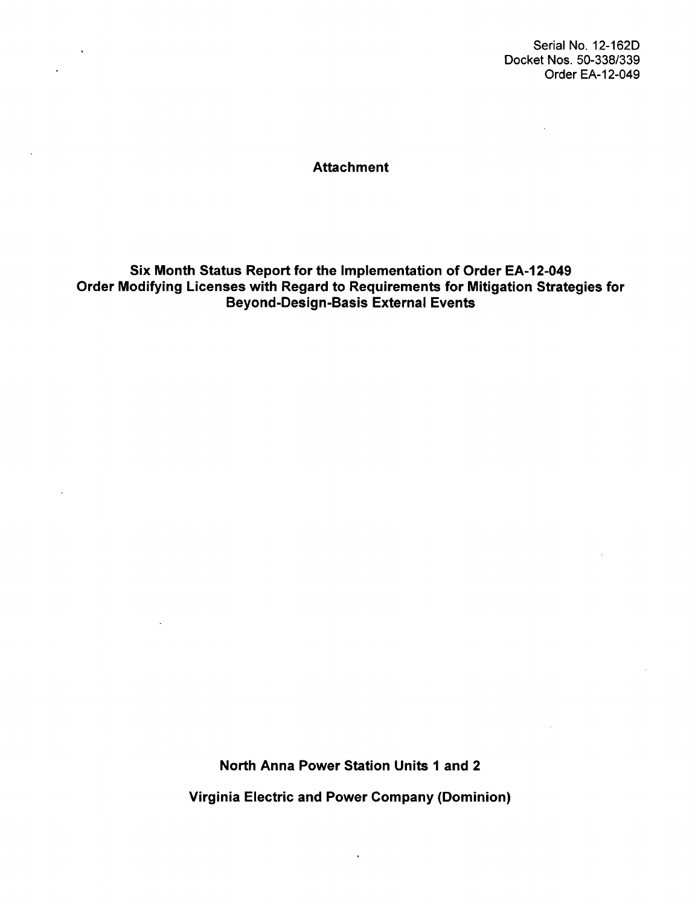Serial No. 12-162D
Docket Nos. 50-338/339
Order EA-12-049

**Attachment**

**Six Month Status Report for the Implementation of Order EA-12-049 Order Modifying Licenses with Regard to Requirements for Mitigation Strategies for Beyond-Design-Basis External Events**

**North Anna Power Station Units 1 and 2**

**Virginia Electric and Power Company (Dominion)**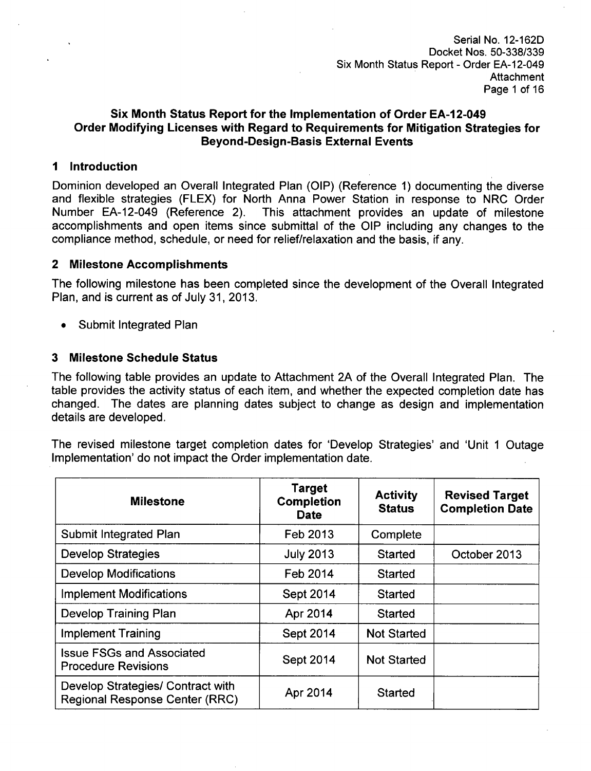## Six Month Status Report for the Implementation of Order EA-12-049 Order Modifying Licenses with Regard to Requirements for Mitigation Strategies for Beyond-Design-Basis External Events

### 1 Introduction

Dominion developed an Overall Integrated Plan (OIP) (Reference 1) documenting the diverse and flexible strategies (FLEX) for North Anna Power Station in response to NRC Order Number EA-12-049 (Reference 2). This attachment provides an update of milestone accomplishments and open items since submittal of the OIP including any changes to the compliance method, schedule, or need for relief/relaxation and the basis, if any.

### 2 Milestone Accomplishments

The following milestone has been completed since the development of the Overall Integrated Plan, and is current as of July 31, 2013.

- Submit Integrated Plan

### 3 Milestone Schedule Status

The following table provides an update to Attachment 2A of the Overall Integrated Plan. The table provides the activity status of each item, and whether the expected completion date has changed. The dates are planning dates subject to change as design and implementation details are developed.

The revised milestone target completion dates for 'Develop Strategies' and 'Unit 1 Outage Implementation' do not impact the Order implementation date.

| Milestone | Target Completion Date | Activity Status | Revised Target Completion Date |
|---|---|---|---|
| Submit Integrated Plan | Feb 2013 | Complete | |
| Develop Strategies | July 2013 | Started | October 2013 |
| Develop Modifications | Feb 2014 | Started | |
| Implement Modifications | Sept 2014 | Started | |
| Develop Training Plan | Apr 2014 | Started | |
| Implement Training | Sept 2014 | Not Started | |
| Issue FSGs and Associated Procedure Revisions | Sept 2014 | Not Started | |
| Develop Strategies/ Contract with Regional Response Center (RRC) | Apr 2014 | Started | |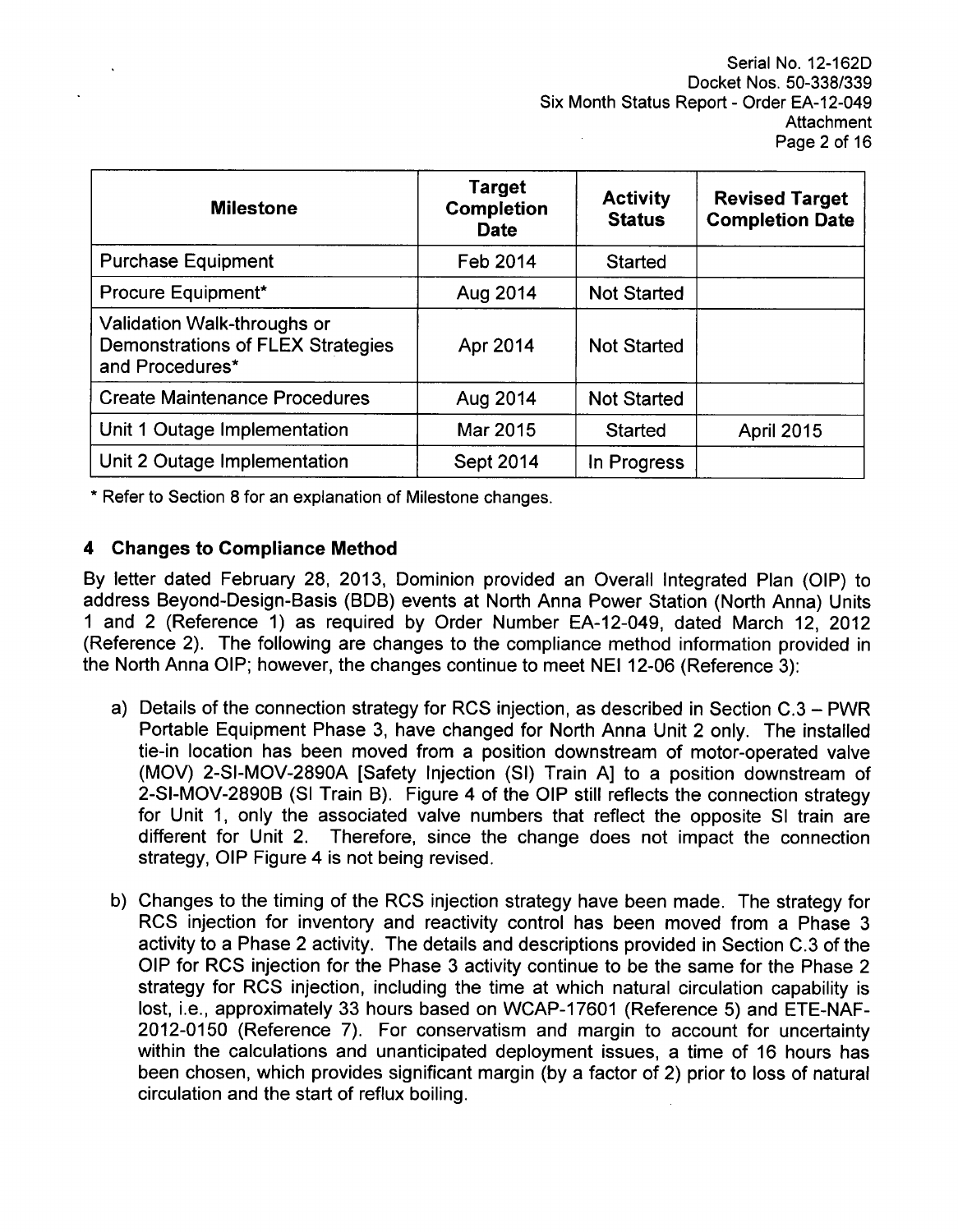| Milestone | Target Completion Date | Activity Status | Revised Target Completion Date |
|---|---|---|---|
| Purchase Equipment | Feb 2014 | Started | |
| Procure Equipment* | Aug 2014 | Not Started | |
| Validation Walk-throughs or Demonstrations of FLEX Strategies and Procedures* | Apr 2014 | Not Started | |
| Create Maintenance Procedures | Aug 2014 | Not Started | |
| Unit 1 Outage Implementation | Mar 2015 | Started | April 2015 |
| Unit 2 Outage Implementation | Sept 2014 | In Progress | |

\* Refer to Section 8 for an explanation of Milestone changes.

## 4 Changes to Compliance Method

By letter dated February 28, 2013, Dominion provided an Overall Integrated Plan (OIP) to address Beyond-Design-Basis (BDB) events at North Anna Power Station (North Anna) Units 1 and 2 (Reference 1) as required by Order Number EA-12-049, dated March 12, 2012 (Reference 2). The following are changes to the compliance method information provided in the North Anna OIP; however, the changes continue to meet NEI 12-06 (Reference 3):

a) Details of the connection strategy for RCS injection, as described in Section C.3 – PWR Portable Equipment Phase 3, have changed for North Anna Unit 2 only. The installed tie-in location has been moved from a position downstream of motor-operated valve (MOV) 2-SI-MOV-2890A [Safety Injection (SI) Train A] to a position downstream of 2-SI-MOV-2890B (SI Train B). Figure 4 of the OIP still reflects the connection strategy for Unit 1, only the associated valve numbers that reflect the opposite SI train are different for Unit 2. Therefore, since the change does not impact the connection strategy, OIP Figure 4 is not being revised.

b) Changes to the timing of the RCS injection strategy have been made. The strategy for RCS injection for inventory and reactivity control has been moved from a Phase 3 activity to a Phase 2 activity. The details and descriptions provided in Section C.3 of the OIP for RCS injection for the Phase 3 activity continue to be the same for the Phase 2 strategy for RCS injection, including the time at which natural circulation capability is lost, i.e., approximately 33 hours based on WCAP-17601 (Reference 5) and ETE-NAF-2012-0150 (Reference 7). For conservatism and margin to account for uncertainty within the calculations and unanticipated deployment issues, a time of 16 hours has been chosen, which provides significant margin (by a factor of 2) prior to loss of natural circulation and the start of reflux boiling.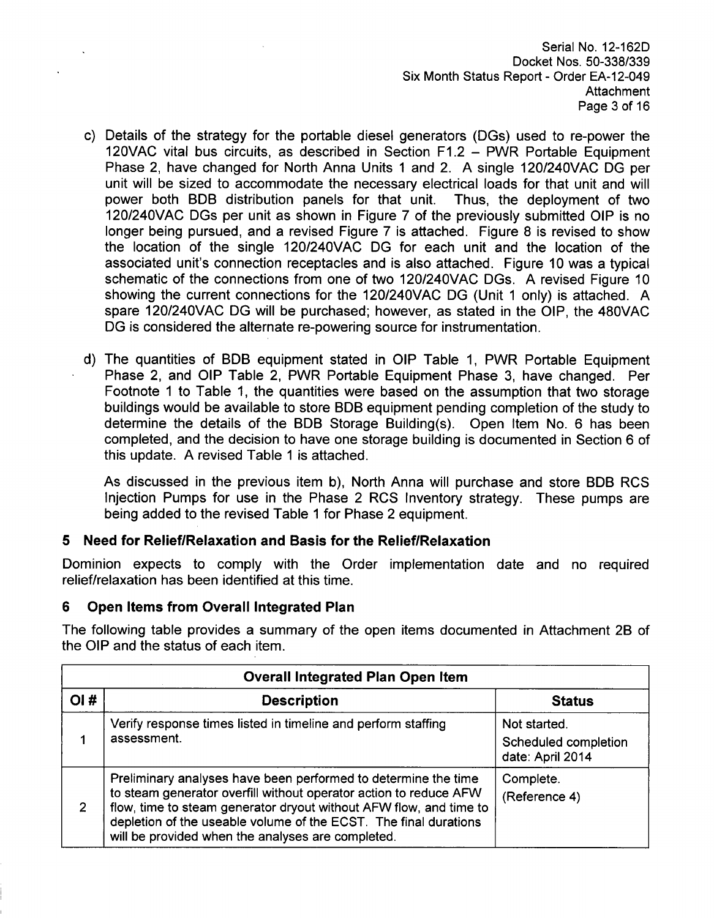c) Details of the strategy for the portable diesel generators (DGs) used to re-power the 120VAC vital bus circuits, as described in Section F1.2 – PWR Portable Equipment Phase 2, have changed for North Anna Units 1 and 2. A single 120/240VAC DG per unit will be sized to accommodate the necessary electrical loads for that unit and will power both BDB distribution panels for that unit. Thus, the deployment of two 120/240VAC DGs per unit as shown in Figure 7 of the previously submitted OIP is no longer being pursued, and a revised Figure 7 is attached. Figure 8 is revised to show the location of the single 120/240VAC DG for each unit and the location of the associated unit's connection receptacles and is also attached. Figure 10 was a typical schematic of the connections from one of two 120/240VAC DGs. A revised Figure 10 showing the current connections for the 120/240VAC DG (Unit 1 only) is attached. A spare 120/240VAC DG will be purchased; however, as stated in the OIP, the 480VAC DG is considered the alternate re-powering source for instrumentation.

d) The quantities of BDB equipment stated in OIP Table 1, PWR Portable Equipment Phase 2, and OIP Table 2, PWR Portable Equipment Phase 3, have changed. Per Footnote 1 to Table 1, the quantities were based on the assumption that two storage buildings would be available to store BDB equipment pending completion of the study to determine the details of the BDB Storage Building(s). Open Item No. 6 has been completed, and the decision to have one storage building is documented in Section 6 of this update. A revised Table 1 is attached.

   As discussed in the previous item b), North Anna will purchase and store BDB RCS Injection Pumps for use in the Phase 2 RCS Inventory strategy. These pumps are being added to the revised Table 1 for Phase 2 equipment.

## 5 Need for Relief/Relaxation and Basis for the Relief/Relaxation

Dominion expects to comply with the Order implementation date and no required relief/relaxation has been identified at this time.

## 6 Open Items from Overall Integrated Plan

The following table provides a summary of the open items documented in Attachment 2B of the OIP and the status of each item.

| **Overall Integrated Plan Open Item** | | |
|---|---|---|
| **OI #** | **Description** | **Status** |
| 1 | Verify response times listed in timeline and perform staffing assessment. | Not started.<br>Scheduled completion date: April 2014 |
| 2 | Preliminary analyses have been performed to determine the time to steam generator overfill without operator action to reduce AFW flow, time to steam generator dryout without AFW flow, and time to depletion of the useable volume of the ECST. The final durations will be provided when the analyses are completed. | Complete.<br>(Reference 4) |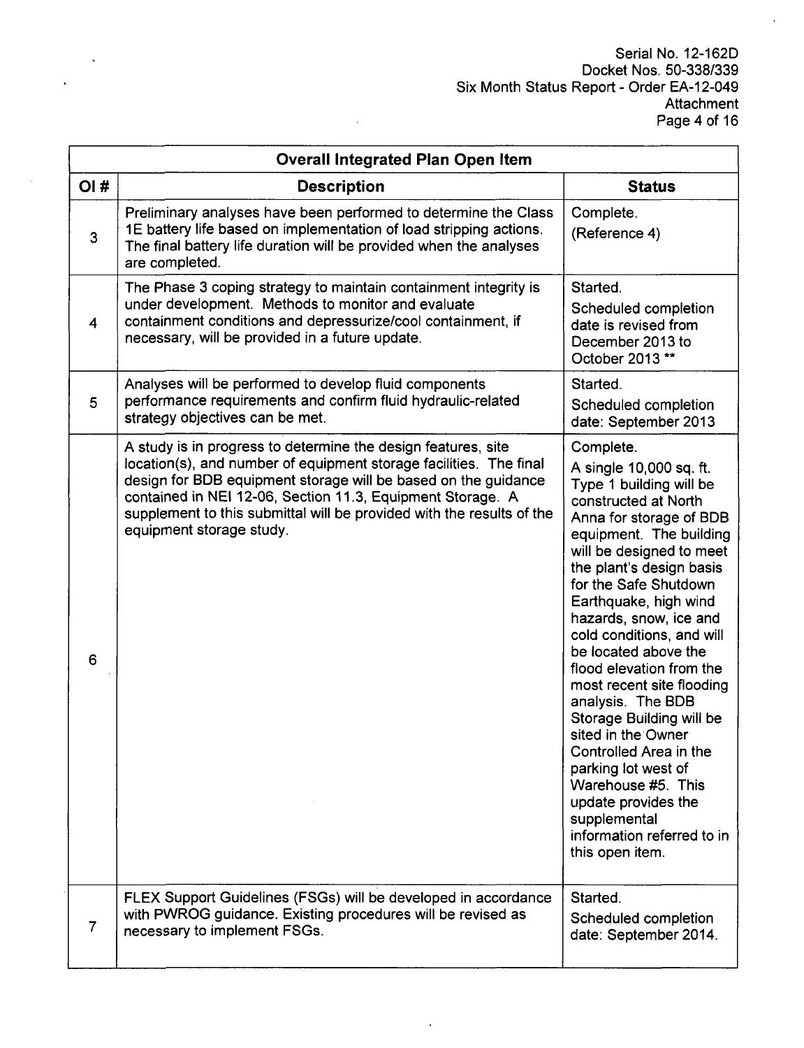| Overall Integrated Plan Open Item | | |
|---|---|---|
| OI # | Description | Status |
| 3 | Preliminary analyses have been performed to determine the Class 1E battery life based on implementation of load stripping actions. The final battery life duration will be provided when the analyses are completed. | Complete. (Reference 4) |
| 4 | The Phase 3 coping strategy to maintain containment integrity is under development. Methods to monitor and evaluate containment conditions and depressurize/cool containment, if necessary, will be provided in a future update. | Started. Scheduled completion date is revised from December 2013 to October 2013 ** |
| 5 | Analyses will be performed to develop fluid components performance requirements and confirm fluid hydraulic-related strategy objectives can be met. | Started. Scheduled completion date: September 2013 |
| 6 | A study is in progress to determine the design features, site location(s), and number of equipment storage facilities. The final design for BDB equipment storage will be based on the guidance contained in NEI 12-06, Section 11.3, Equipment Storage. A supplement to this submittal will be provided with the results of the equipment storage study. | Complete. A single 10,000 sq. ft. Type 1 building will be constructed at North Anna for storage of BDB equipment. The building will be designed to meet the plant's design basis for the Safe Shutdown Earthquake, high wind hazards, snow, ice and cold conditions, and will be located above the flood elevation from the most recent site flooding analysis. The BDB Storage Building will be sited in the Owner Controlled Area in the parking lot west of Warehouse #5. This update provides the supplemental information referred to in this open item. |
| 7 | FLEX Support Guidelines (FSGs) will be developed in accordance with PWROG guidance. Existing procedures will be revised as necessary to implement FSGs. | Started. Scheduled completion date: September 2014. |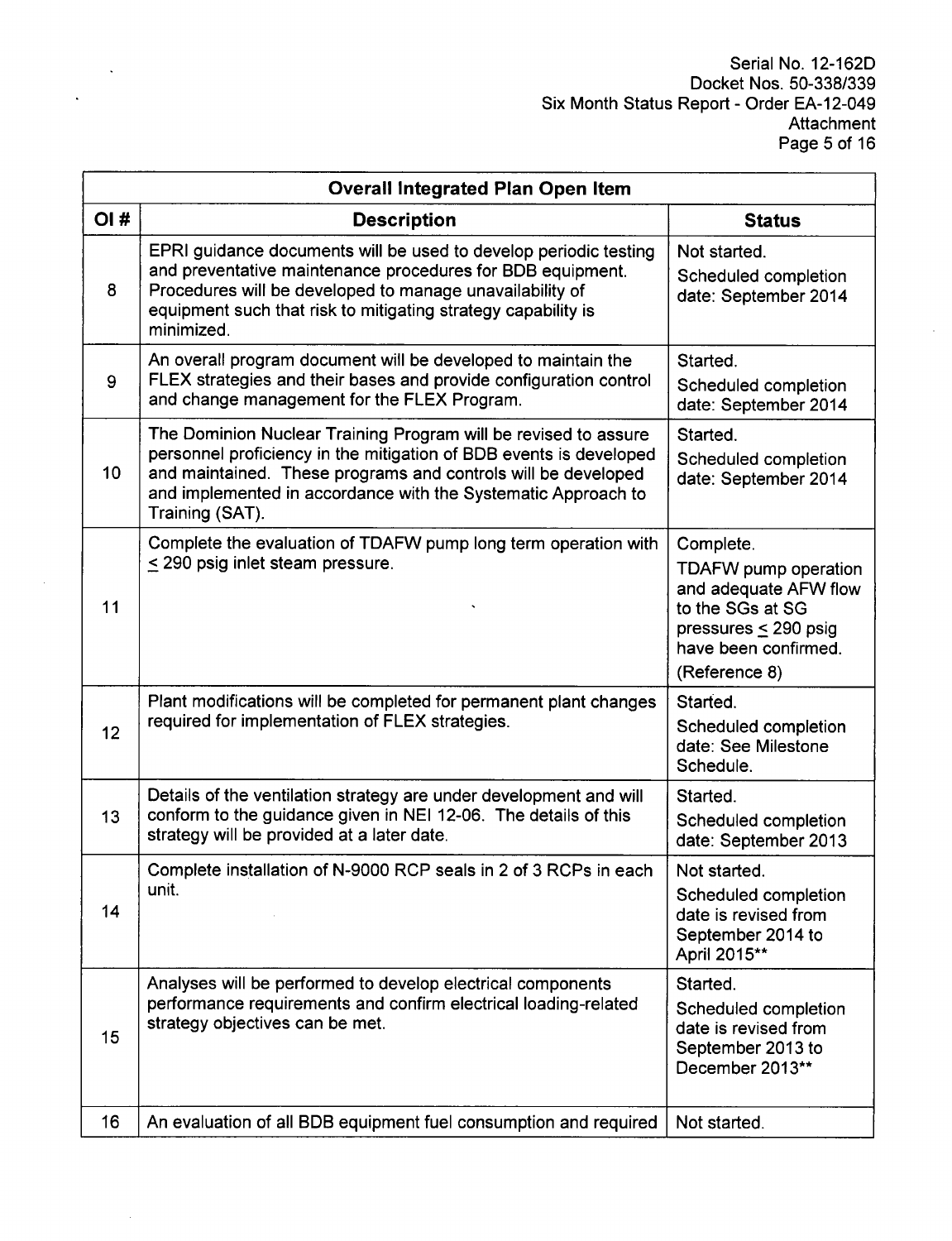| Overall Integrated Plan Open Item | | |
|---|---|---|
| **OI #** | **Description** | **Status** |
| 8 | EPRI guidance documents will be used to develop periodic testing and preventative maintenance procedures for BDB equipment. Procedures will be developed to manage unavailability of equipment such that risk to mitigating strategy capability is minimized. | Not started.<br>Scheduled completion date: September 2014 |
| 9 | An overall program document will be developed to maintain the FLEX strategies and their bases and provide configuration control and change management for the FLEX Program. | Started.<br>Scheduled completion date: September 2014 |
| 10 | The Dominion Nuclear Training Program will be revised to assure personnel proficiency in the mitigation of BDB events is developed and maintained. These programs and controls will be developed and implemented in accordance with the Systematic Approach to Training (SAT). | Started.<br>Scheduled completion date: September 2014 |
| 11 | Complete the evaluation of TDAFW pump long term operation with $\leq$ 290 psig inlet steam pressure. | Complete.<br>TDAFW pump operation and adequate AFW flow to the SGs at SG pressures $\leq$ 290 psig have been confirmed.<br>(Reference 8) |
| 12 | Plant modifications will be completed for permanent plant changes required for implementation of FLEX strategies. | Started.<br>Scheduled completion date: See Milestone Schedule. |
| 13 | Details of the ventilation strategy are under development and will conform to the guidance given in NEI 12-06. The details of this strategy will be provided at a later date. | Started.<br>Scheduled completion date: September 2013 |
| 14 | Complete installation of N-9000 RCP seals in 2 of 3 RCPs in each unit. | Not started.<br>Scheduled completion date is revised from September 2014 to April 2015** |
| 15 | Analyses will be performed to develop electrical components performance requirements and confirm electrical loading-related strategy objectives can be met. | Started.<br>Scheduled completion date is revised from September 2013 to December 2013** |
| 16 | An evaluation of all BDB equipment fuel consumption and required | Not started. |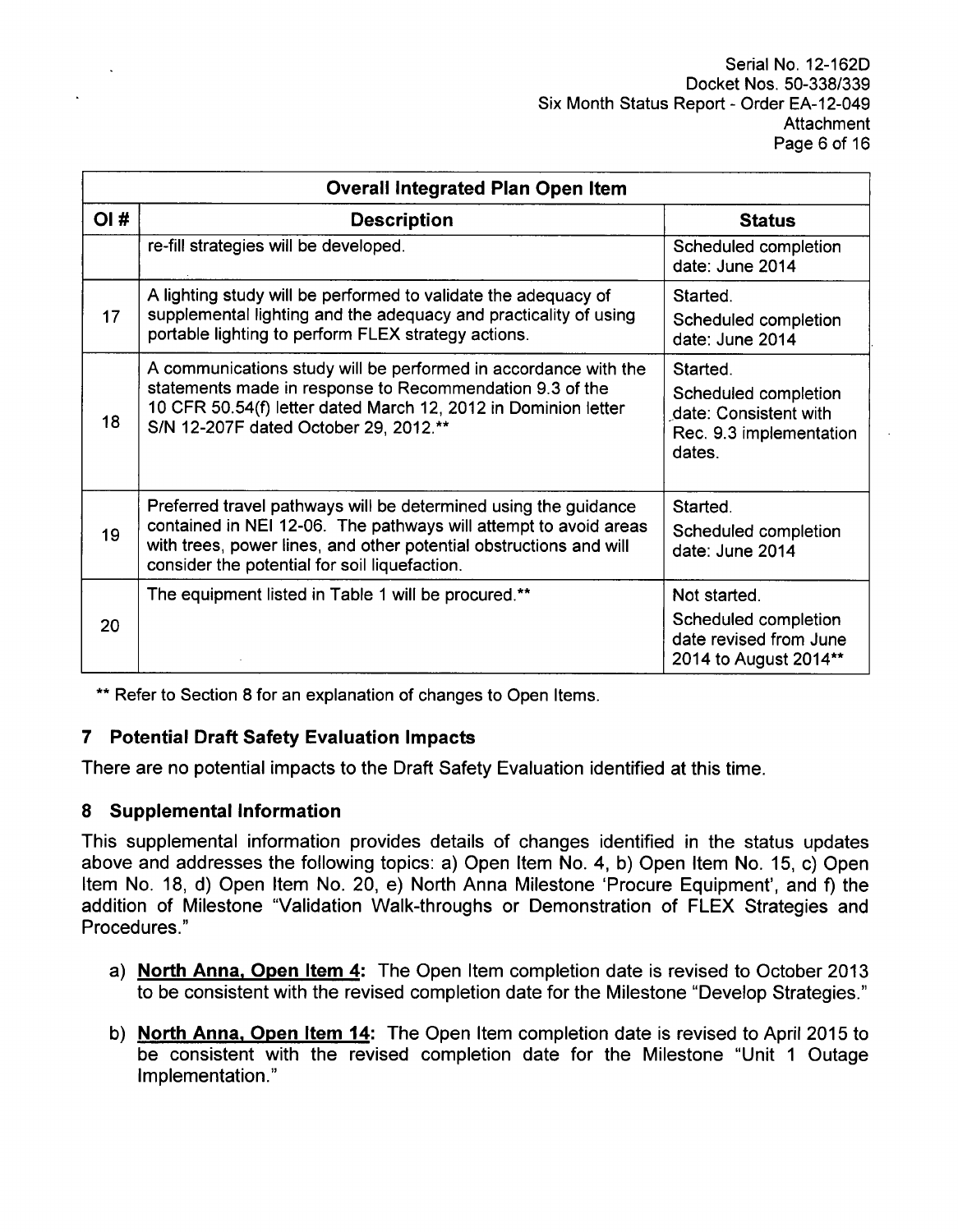| Overall Integrated Plan Open Item | | |
|---|---|---|
| OI # | Description | Status |
| | re-fill strategies will be developed. | Scheduled completion date: June 2014 |
| 17 | A lighting study will be performed to validate the adequacy of supplemental lighting and the adequacy and practicality of using portable lighting to perform FLEX strategy actions. | Started. Scheduled completion date: June 2014 |
| 18 | A communications study will be performed in accordance with the statements made in response to Recommendation 9.3 of the 10 CFR 50.54(f) letter dated March 12, 2012 in Dominion letter S/N 12-207F dated October 29, 2012.** | Started. Scheduled completion date: Consistent with Rec. 9.3 implementation dates. |
| 19 | Preferred travel pathways will be determined using the guidance contained in NEI 12-06. The pathways will attempt to avoid areas with trees, power lines, and other potential obstructions and will consider the potential for soil liquefaction. | Started. Scheduled completion date: June 2014 |
| 20 | The equipment listed in Table 1 will be procured.** | Not started. Scheduled completion date revised from June 2014 to August 2014** |

** Refer to Section 8 for an explanation of changes to Open Items.

## 7 Potential Draft Safety Evaluation Impacts

There are no potential impacts to the Draft Safety Evaluation identified at this time.

## 8 Supplemental Information

This supplemental information provides details of changes identified in the status updates above and addresses the following topics: a) Open Item No. 4, b) Open Item No. 15, c) Open Item No. 18, d) Open Item No. 20, e) North Anna Milestone 'Procure Equipment', and f) the addition of Milestone "Validation Walk-throughs or Demonstration of FLEX Strategies and Procedures."

a) **North Anna, Open Item 4:** The Open Item completion date is revised to October 2013 to be consistent with the revised completion date for the Milestone "Develop Strategies."

b) **North Anna, Open Item 14:** The Open Item completion date is revised to April 2015 to be consistent with the revised completion date for the Milestone "Unit 1 Outage Implementation."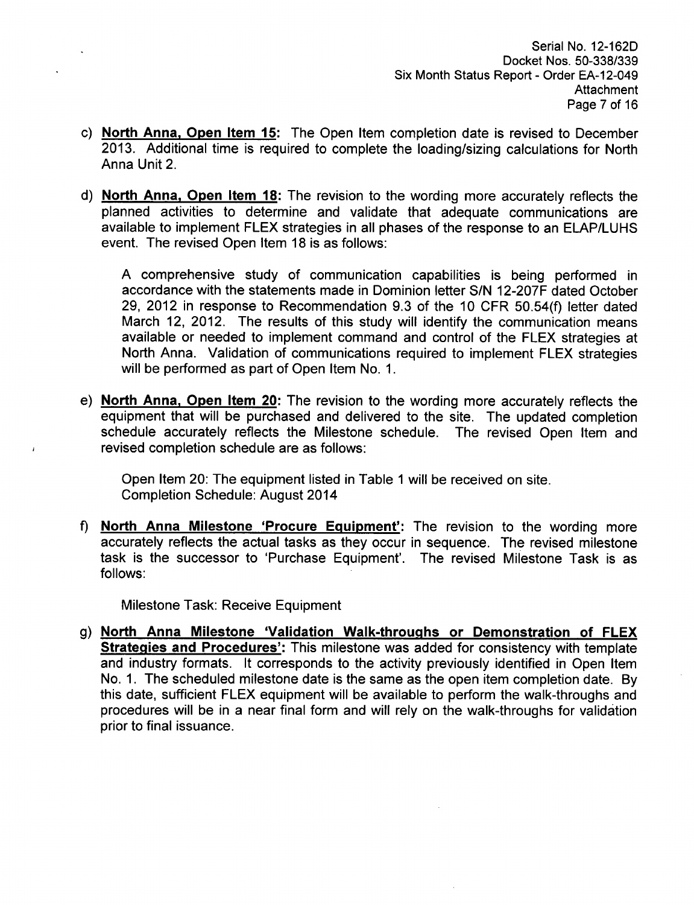c) **North Anna, Open Item 15:** The Open Item completion date is revised to December 2013. Additional time is required to complete the loading/sizing calculations for North Anna Unit 2.

d) **North Anna, Open Item 18:** The revision to the wording more accurately reflects the planned activities to determine and validate that adequate communications are available to implement FLEX strategies in all phases of the response to an ELAP/LUHS event. The revised Open Item 18 is as follows:

   A comprehensive study of communication capabilities is being performed in accordance with the statements made in Dominion letter S/N 12-207F dated October 29, 2012 in response to Recommendation 9.3 of the 10 CFR 50.54(f) letter dated March 12, 2012. The results of this study will identify the communication means available or needed to implement command and control of the FLEX strategies at North Anna. Validation of communications required to implement FLEX strategies will be performed as part of Open Item No. 1.

e) **North Anna, Open Item 20:** The revision to the wording more accurately reflects the equipment that will be purchased and delivered to the site. The updated completion schedule accurately reflects the Milestone schedule. The revised Open Item and revised completion schedule are as follows:

   Open Item 20: The equipment listed in Table 1 will be received on site.
   Completion Schedule: August 2014

f) **North Anna Milestone 'Procure Equipment':** The revision to the wording more accurately reflects the actual tasks as they occur in sequence. The revised milestone task is the successor to 'Purchase Equipment'. The revised Milestone Task is as follows:

   Milestone Task: Receive Equipment

g) **North Anna Milestone 'Validation Walk-throughs or Demonstration of FLEX Strategies and Procedures':** This milestone was added for consistency with template and industry formats. It corresponds to the activity previously identified in Open Item No. 1. The scheduled milestone date is the same as the open item completion date. By this date, sufficient FLEX equipment will be available to perform the walk-throughs and procedures will be in a near final form and will rely on the walk-throughs for validation prior to final issuance.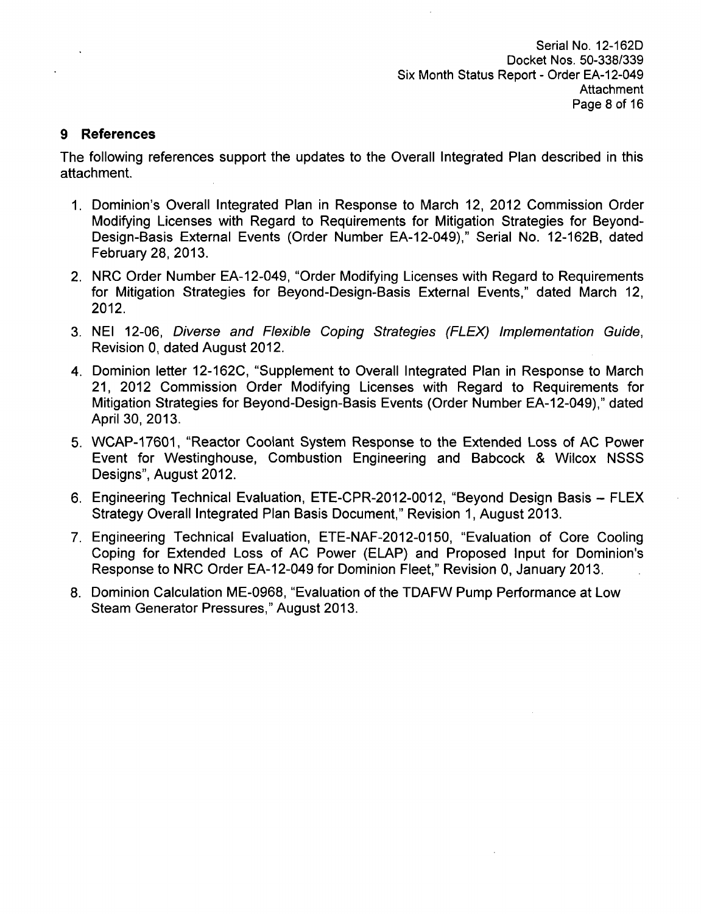## 9 References

The following references support the updates to the Overall Integrated Plan described in this attachment.

1. Dominion's Overall Integrated Plan in Response to March 12, 2012 Commission Order Modifying Licenses with Regard to Requirements for Mitigation Strategies for Beyond-Design-Basis External Events (Order Number EA-12-049)," Serial No. 12-162B, dated February 28, 2013.
2. NRC Order Number EA-12-049, "Order Modifying Licenses with Regard to Requirements for Mitigation Strategies for Beyond-Design-Basis External Events," dated March 12, 2012.
3. NEI 12-06, *Diverse and Flexible Coping Strategies (FLEX) Implementation Guide*, Revision 0, dated August 2012.
4. Dominion letter 12-162C, "Supplement to Overall Integrated Plan in Response to March 21, 2012 Commission Order Modifying Licenses with Regard to Requirements for Mitigation Strategies for Beyond-Design-Basis Events (Order Number EA-12-049)," dated April 30, 2013.
5. WCAP-17601, "Reactor Coolant System Response to the Extended Loss of AC Power Event for Westinghouse, Combustion Engineering and Babcock & Wilcox NSSS Designs", August 2012.
6. Engineering Technical Evaluation, ETE-CPR-2012-0012, "Beyond Design Basis – FLEX Strategy Overall Integrated Plan Basis Document," Revision 1, August 2013.
7. Engineering Technical Evaluation, ETE-NAF-2012-0150, "Evaluation of Core Cooling Coping for Extended Loss of AC Power (ELAP) and Proposed Input for Dominion's Response to NRC Order EA-12-049 for Dominion Fleet," Revision 0, January 2013.
8. Dominion Calculation ME-0968, "Evaluation of the TDAFW Pump Performance at Low Steam Generator Pressures," August 2013.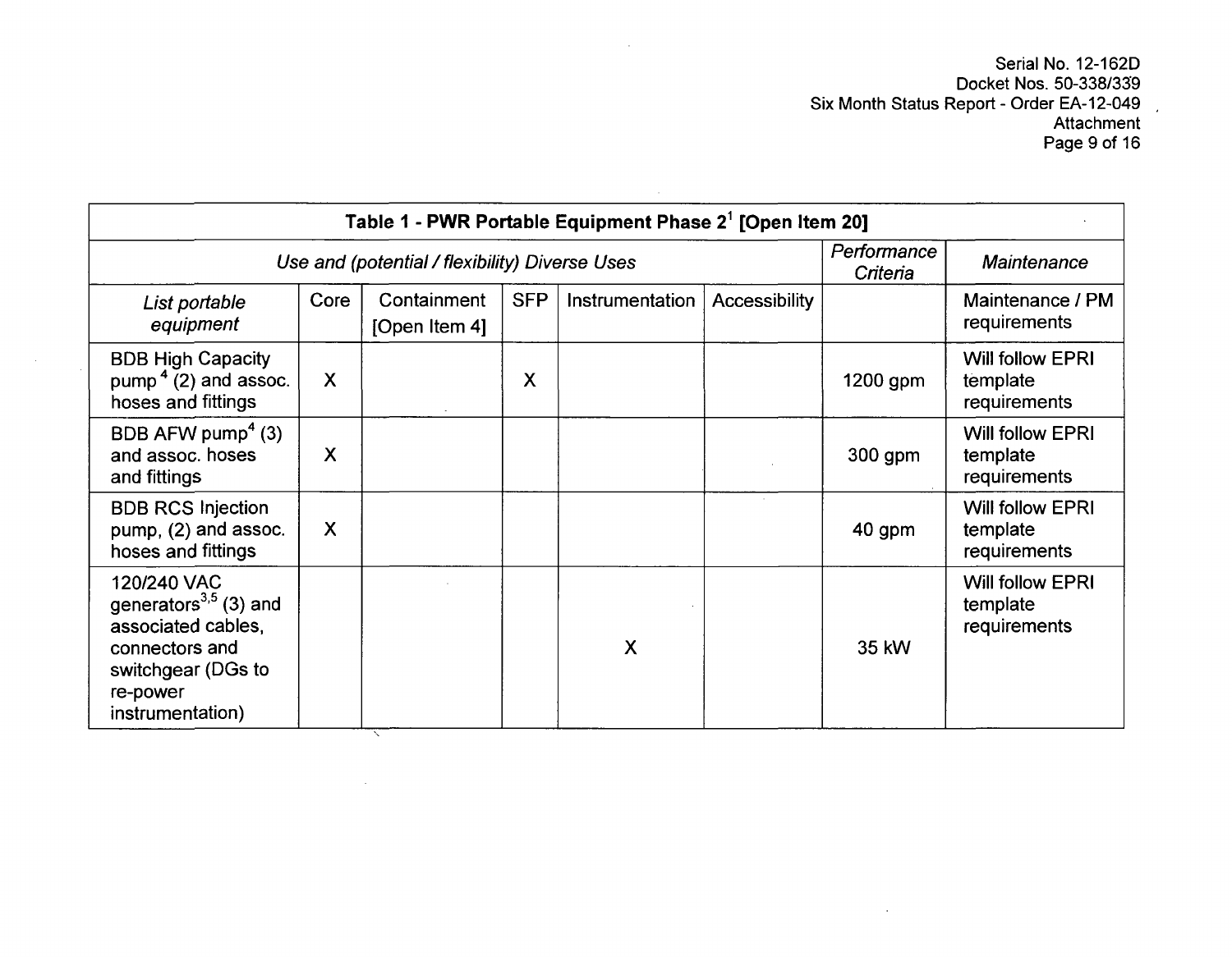| Table 1 - PWR Portable Equipment Phase 2[1] [Open Item 20] | | | | | | | |
|---|---|---|---|---|---|---|---|
| *Use and (potential / flexibility) Diverse Uses* | | | | | | *Performance Criteria* | *Maintenance* |
| *List portable equipment* | Core | Containment [Open Item 4] | SFP | Instrumentation | Accessibility | | Maintenance / PM requirements |
| BDB High Capacity pump[4] (2) and assoc. hoses and fittings | X | | X | | | 1200 gpm | Will follow EPRI template requirements |
| BDB AFW pump[4] (3) and assoc. hoses and fittings | X | | | | | 300 gpm | Will follow EPRI template requirements |
| BDB RCS Injection pump, (2) and assoc. hoses and fittings | X | | | | | 40 gpm | Will follow EPRI template requirements |
| 120/240 VAC generators[3,5] (3) and associated cables, connectors and switchgear (DGs to re-power instrumentation) | | | | X | | 35 kW | Will follow EPRI template requirements |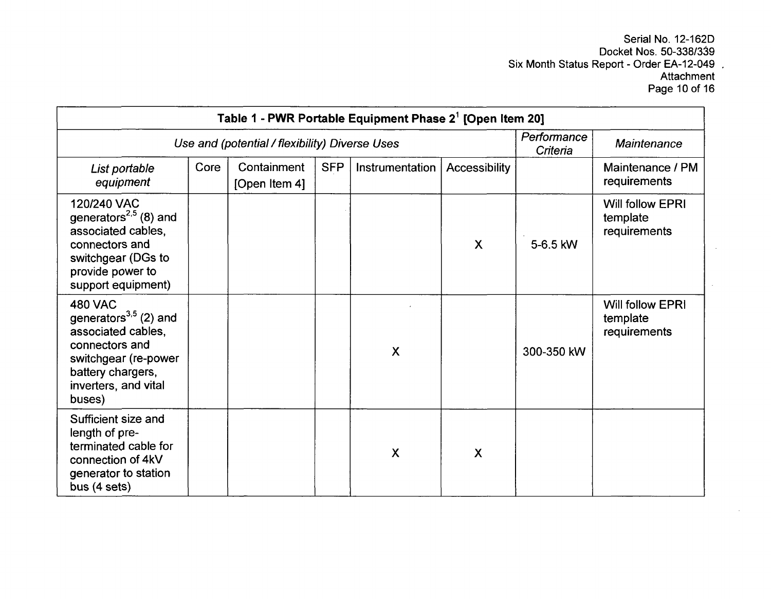| Table 1 - PWR Portable Equipment Phase 2[1] [Open Item 20] | | | | | | | |
|---|---|---|---|---|---|---|---|
| *Use and (potential / flexibility) Diverse Uses* | | | | | | *Performance Criteria* | *Maintenance* |
| *List portable equipment* | Core | Containment [Open Item 4] | SFP | Instrumentation | Accessibility | | Maintenance / PM requirements |
| 120/240 VAC generators[2,5] (8) and associated cables, connectors and switchgear (DGs to provide power to support equipment) | | | | | X | 5-6.5 kW | Will follow EPRI template requirements |
| 480 VAC generators[3,5] (2) and associated cables, connectors and switchgear (re-power battery chargers, inverters, and vital buses) | | | | X | | 300-350 kW | Will follow EPRI template requirements |
| Sufficient size and length of pre-terminated cable for connection of 4kV generator to station bus (4 sets) | | | | X | X | | |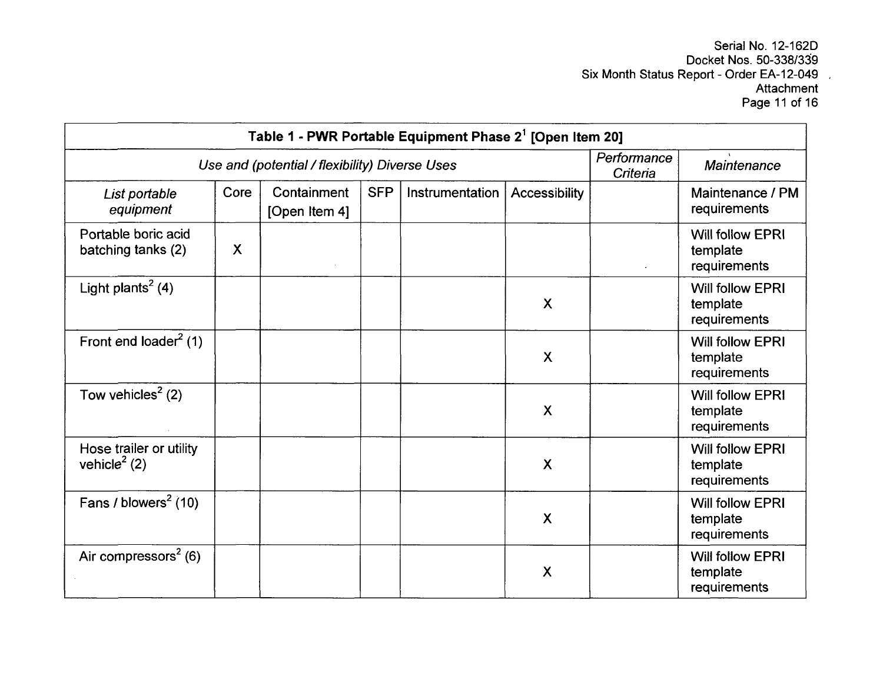| Table 1 - PWR Portable Equipment Phase 2[1] [Open Item 20] | | | | | | | |
|---|---|---|---|---|---|---|---|
| *Use and (potential / flexibility) Diverse Uses* | | | | | | *Performance Criteria* | *Maintenance* |
| *List portable equipment* | Core | Containment [Open Item 4] | SFP | Instrumentation | Accessibility | | Maintenance / PM requirements |
| Portable boric acid batching tanks (2) | X | | | | | | Will follow EPRI template requirements |
| Light plants[2] (4) | | | | | X | | Will follow EPRI template requirements |
| Front end loader[2] (1) | | | | | X | | Will follow EPRI template requirements |
| Tow vehicles[2] (2) | | | | | X | | Will follow EPRI template requirements |
| Hose trailer or utility vehicle[2] (2) | | | | | X | | Will follow EPRI template requirements |
| Fans / blowers[2] (10) | | | | | X | | Will follow EPRI template requirements |
| Air compressors[2] (6) | | | | | X | | Will follow EPRI template requirements |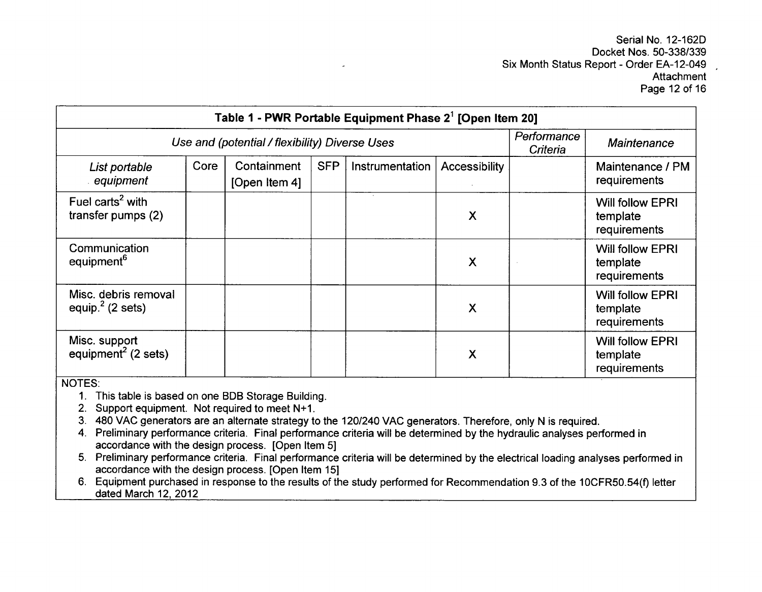| Table 1 - PWR Portable Equipment Phase 2[1] [Open Item 20] | | | | | | | |
|---|---|---|---|---|---|---|---|
| *Use and (potential / flexibility) Diverse Uses* | | | | | | *Performance Criteria* | *Maintenance* |
| *List portable equipment* | Core | Containment [Open Item 4] | SFP | Instrumentation | Accessibility | | Maintenance / PM requirements |
| Fuel carts[2] with transfer pumps (2) | | | | | X | | Will follow EPRI template requirements |
| Communication equipment[6] | | | | | X | | Will follow EPRI template requirements |
| Misc. debris removal equip.[2] (2 sets) | | | | | X | | Will follow EPRI template requirements |
| Misc. support equipment[2] (2 sets) | | | | | X | | Will follow EPRI template requirements |

NOTES:

1. This table is based on one BDB Storage Building.
2. Support equipment. Not required to meet N+1.
3. 480 VAC generators are an alternate strategy to the 120/240 VAC generators. Therefore, only N is required.
4. Preliminary performance criteria. Final performance criteria will be determined by the hydraulic analyses performed in accordance with the design process. [Open Item 5]
5. Preliminary performance criteria. Final performance criteria will be determined by the electrical loading analyses performed in accordance with the design process. [Open Item 15]
6. Equipment purchased in response to the results of the study performed for Recommendation 9.3 of the 10CFR50.54(f) letter dated March 12, 2012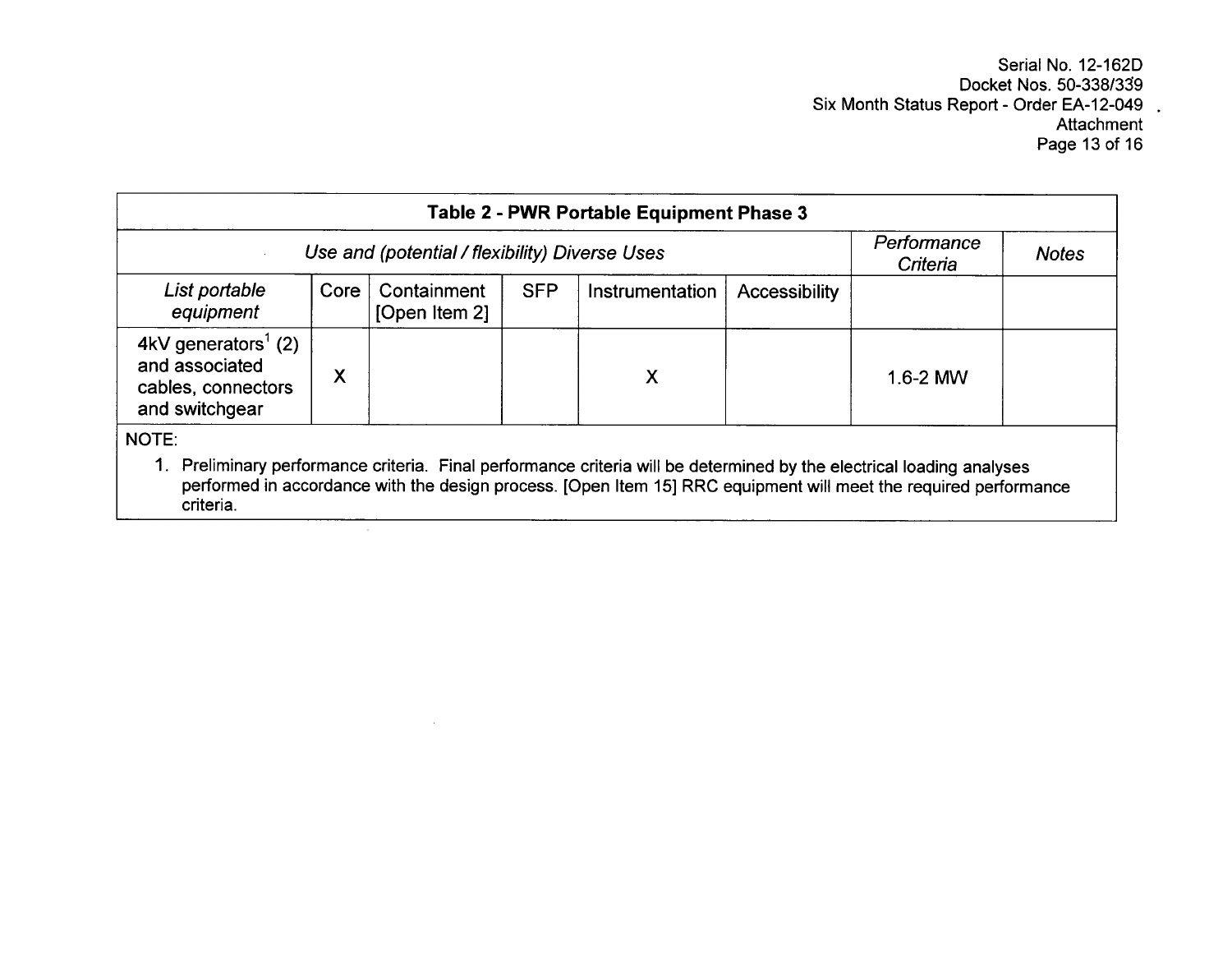| Table 2 - PWR Portable Equipment Phase 3 | | | | | | | |
|---|---|---|---|---|---|---|---|
| *Use and (potential / flexibility) Diverse Uses* | | | | | | *Performance Criteria* | *Notes* |
| *List portable equipment* | Core | Containment [Open Item 2] | SFP | Instrumentation | Accessibility | | |
| 4kV generators[1] (2) and associated cables, connectors and switchgear | X | | | X | | 1.6-2 MW | |

NOTE:

1. Preliminary performance criteria. Final performance criteria will be determined by the electrical loading analyses performed in accordance with the design process. [Open Item 15] RRC equipment will meet the required performance criteria.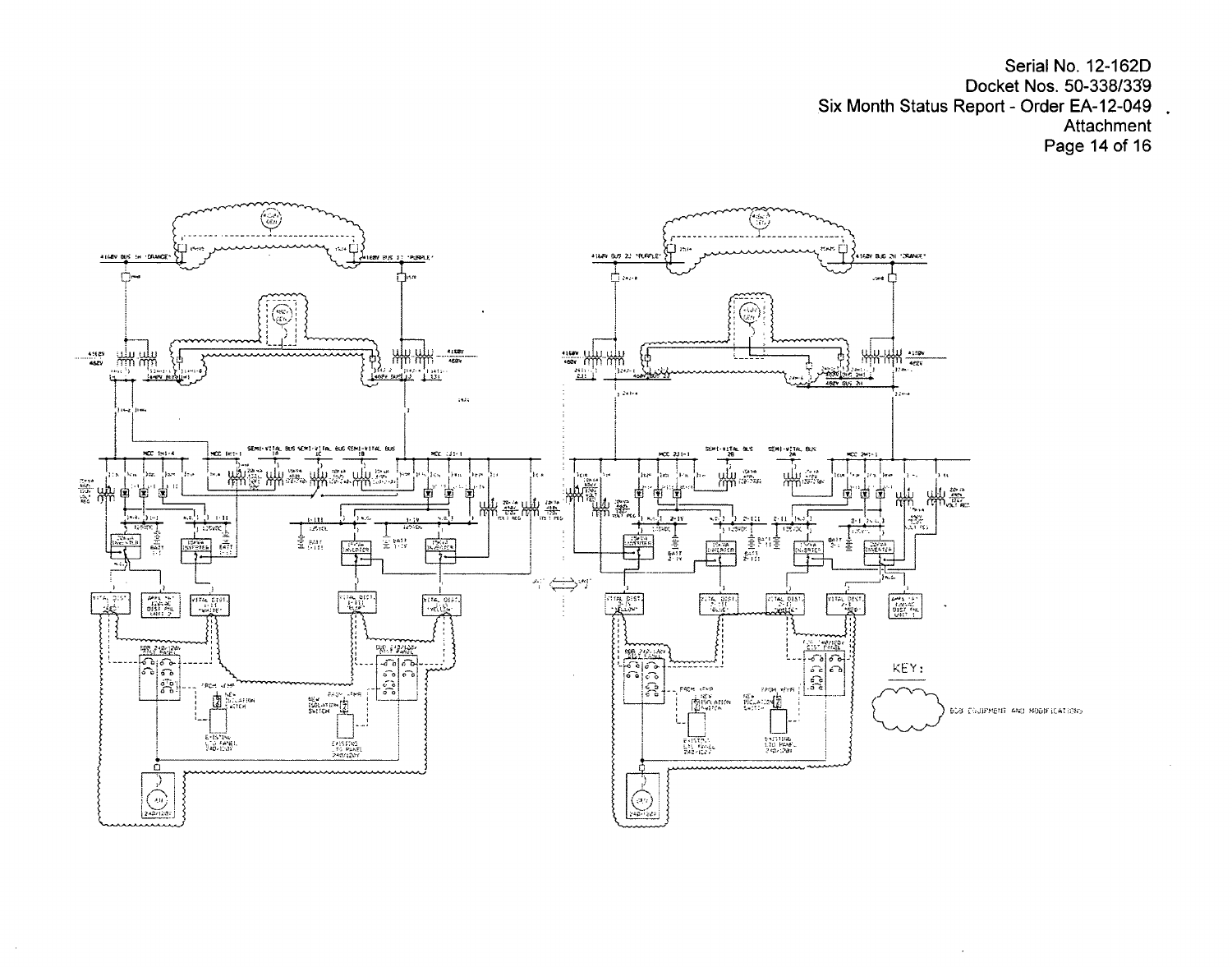Serial No. 12-162D
Docket Nos. 50-338/339
Six Month Status Report - Order EA-12-049
Attachment

KEY:

BDB EQUIPMENT AND MODIFICATIONS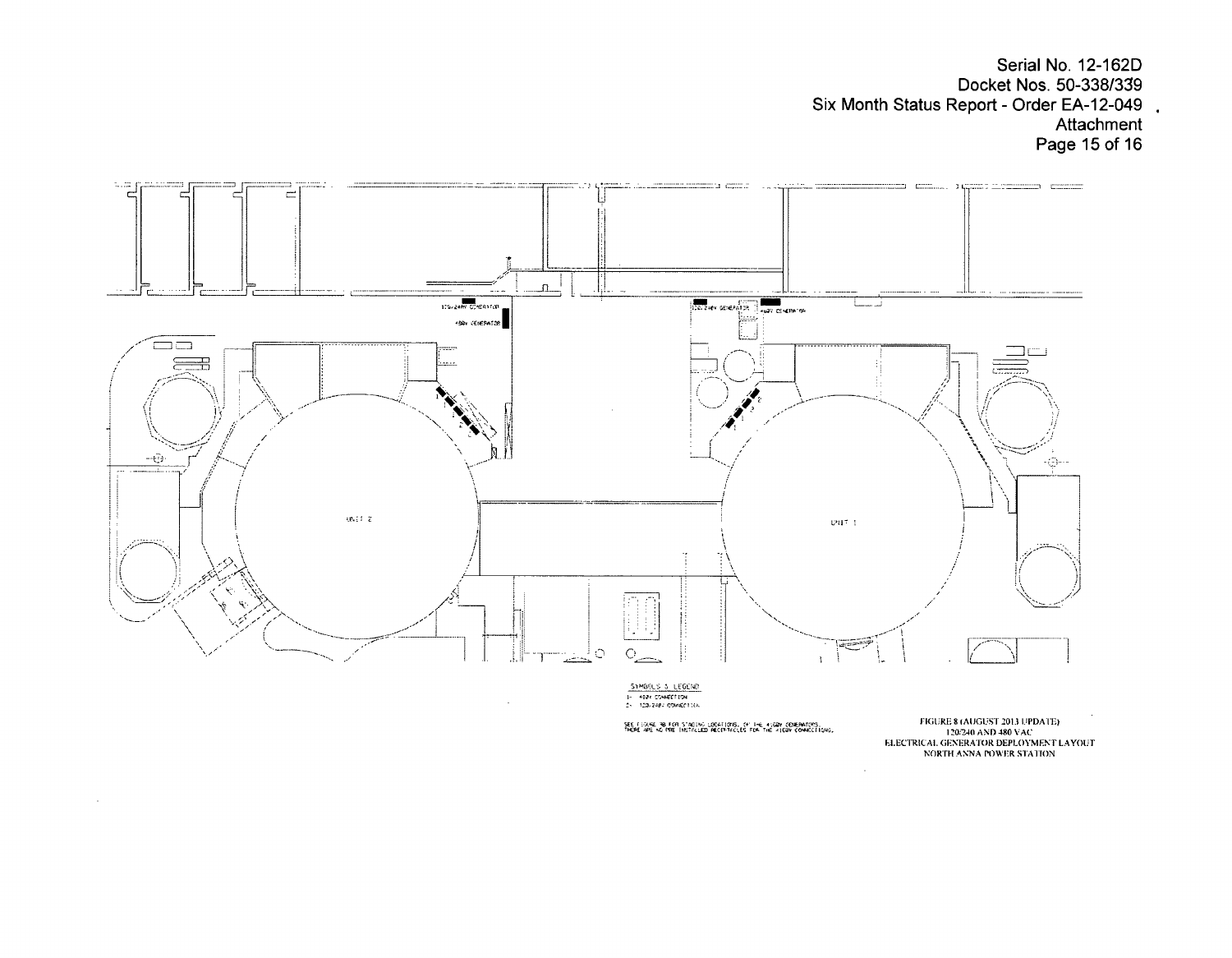120/240V GENERATOR

480V GENERATOR

120/240V GENERATOR

480V GENERATOR

UNIT 2

UNIT 1

SYMBOLS & LEGEND

1- 480V CONNECTION

2- 120/240V CONNECTION

SEE FIGURE 8B FOR STAGING LOCATIONS OF THE 480V GENERATORS. THERE ARE NO PRE-INSTALLED RECEPTACLES FOR THE 480V CONNECTIONS.

FIGURE 8 (AUGUST 2013 UPDATE)
120/240 AND 480 VAC
ELECTRICAL GENERATOR DEPLOYMENT LAYOUT
NORTH ANNA POWER STATION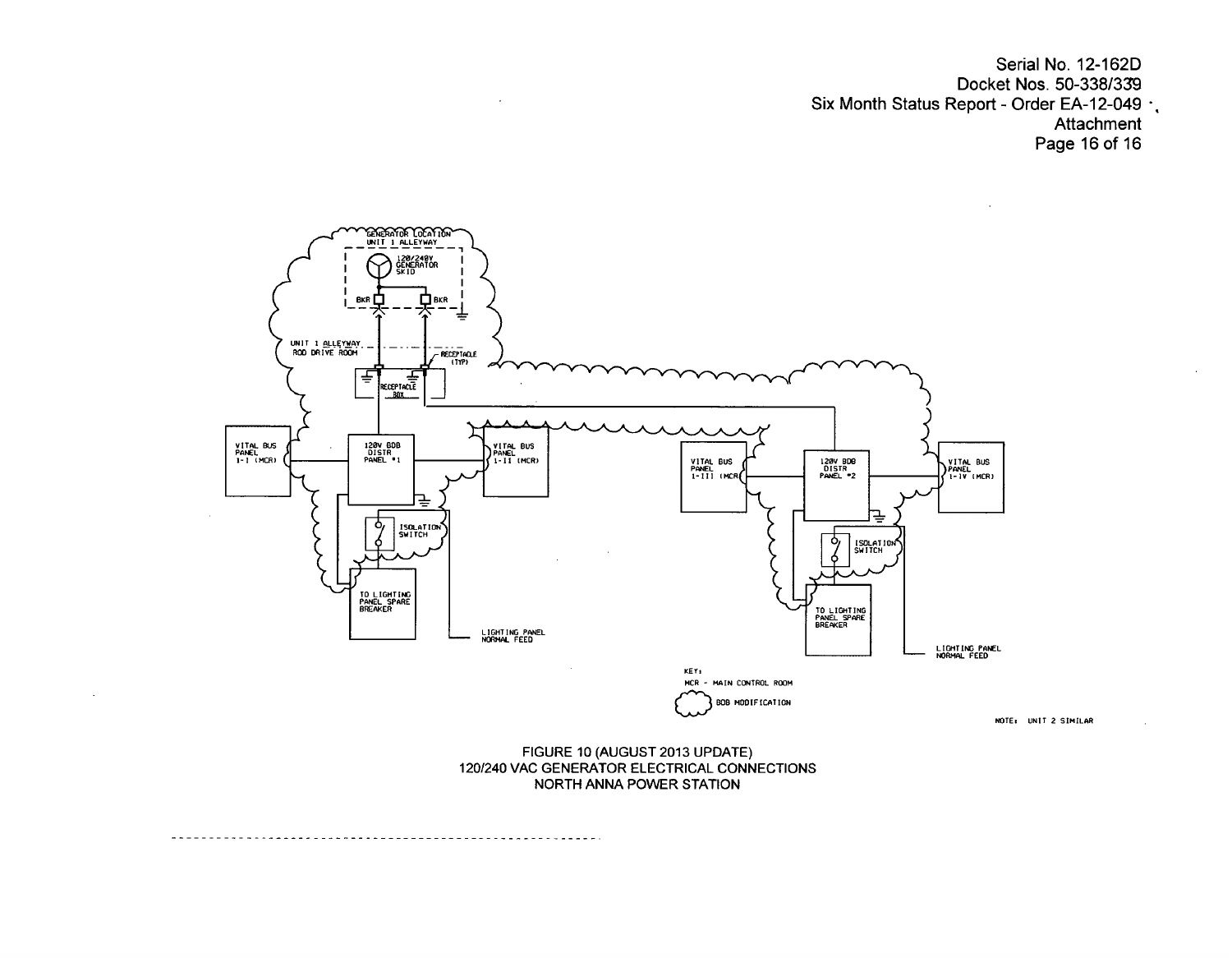GENERATOR LOCATION
UNIT 1 ALLEYWAY

120/240V
GENERATOR
SKID

BKR

BKR

UNIT 1 ALLEYWAY
ROD DRIVE ROOM

RECEPTACLE
(TYP)

RECEPTACLE
BOX

VITAL BUS
PANEL
1-I (MCR)

120V BDB
DISTR
PANEL #1

VITAL BUS
PANEL
1-II (MCR)

ISOLATION
SWITCH

TO LIGHTING
PANEL SPARE
BREAKER

LIGHTING PANEL
NORMAL FEED

VITAL BUS
PANEL
1-III (MCR)

120V BDB
DISTR
PANEL #2

VITAL BUS
PANEL
1-IV (MCR)

ISOLATION
SWITCH

TO LIGHTING
PANEL SPARE
BREAKER

LIGHTING PANEL
NORMAL FEED

KEY:
MCR - MAIN CONTROL ROOM
BDB MODIFICATION

NOTE: UNIT 2 SIMILAR

FIGURE 10 (AUGUST 2013 UPDATE)
120/240 VAC GENERATOR ELECTRICAL CONNECTIONS
NORTH ANNA POWER STATION